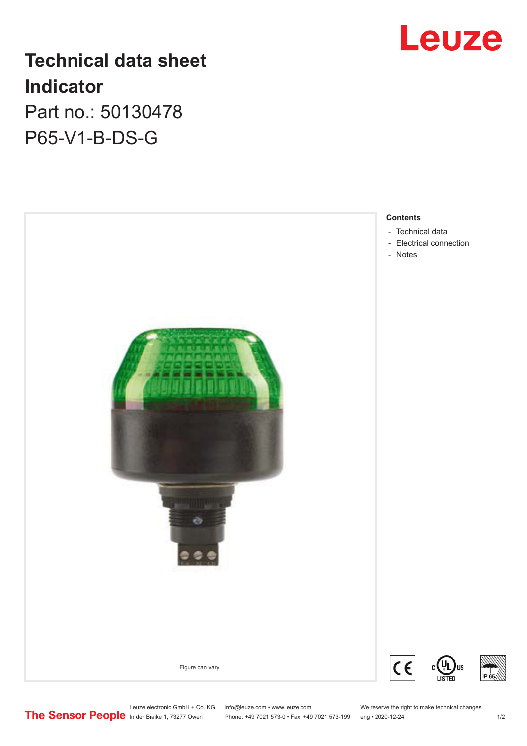# Technical data sheet

# Indicator

Part no.: 50130478

P65-V1-B-DS-G

Figure can vary

**Contents**

- Technical data
- Electrical connection
- Notes

Leuze electronic GmbH + Co. KG
In der Braike 1, 73277 Owen

info@leuze.com • www.leuze.com
Phone: +49 7021 573-0 • Fax: +49 7021 573-199

We reserve the right to make technical changes
eng • 2020-12-24

The Sensor People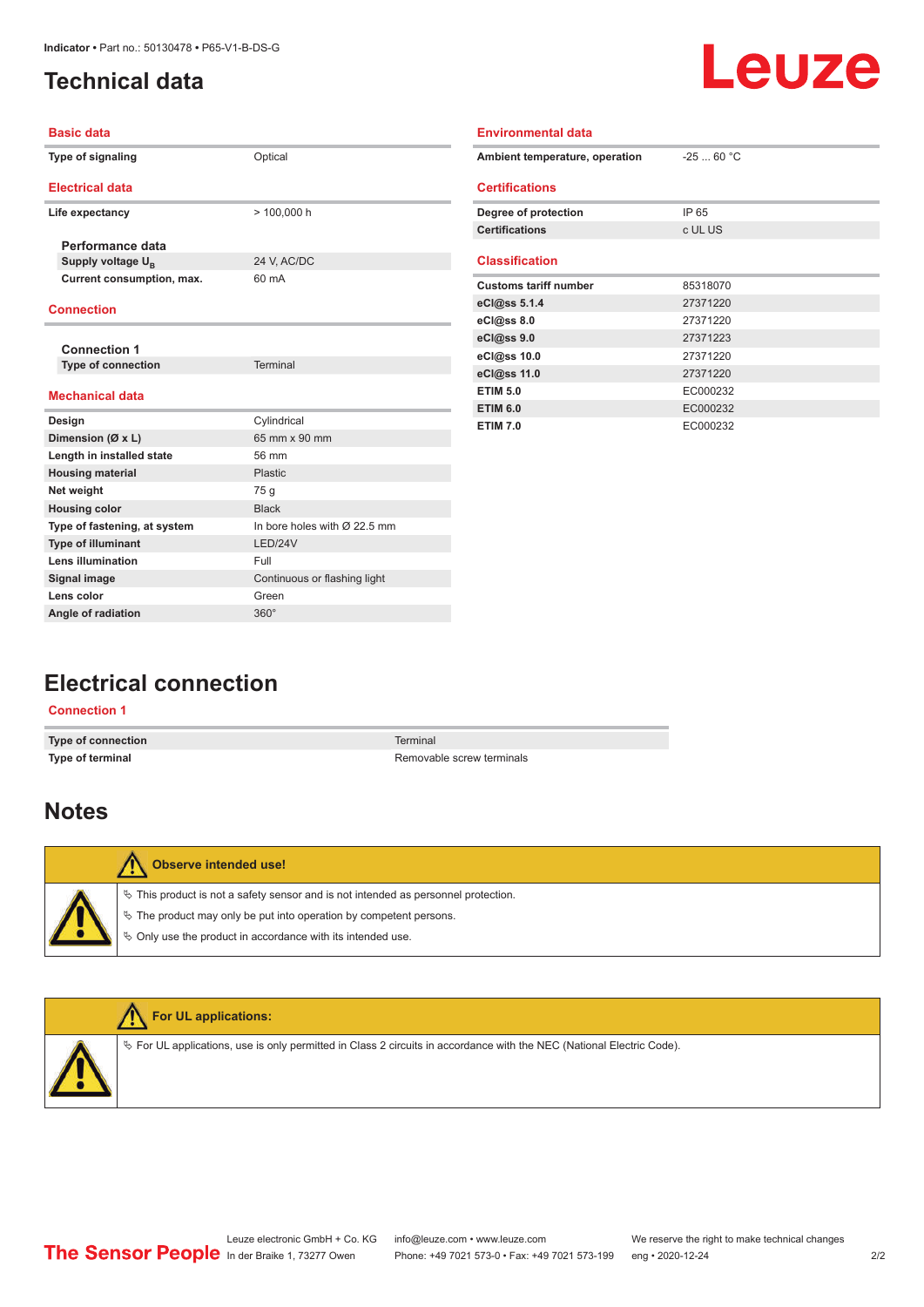# Technical data

## Basic data

| | |
|---|---|
| Type of signaling | Optical |

## Electrical data

| | |
|---|---|
| Life expectancy | > 100,000 h |

### Performance data

| | |
|---|---|
| Supply voltage $U_B$ | 24 V, AC/DC |
| Current consumption, max. | 60 mA |

## Connection

### Connection 1

| | |
|---|---|
| Type of connection | Terminal |

## Mechanical data

| | |
|---|---|
| Design | Cylindrical |
| Dimension (Ø x L) | 65 mm x 90 mm |
| Length in installed state | 56 mm |
| Housing material | Plastic |
| Net weight | 75 g |
| Housing color | Black |
| Type of fastening, at system | In bore holes with Ø 22.5 mm |
| Type of illuminant | LED/24V |
| Lens illumination | Full |
| Signal image | Continuous or flashing light |
| Lens color | Green |
| Angle of radiation | 360° |

## Environmental data

| | |
|---|---|
| Ambient temperature, operation | -25 ... 60 °C |

## Certifications

| | |
|---|---|
| Degree of protection | IP 65 |
| Certifications | c UL US |

## Classification

| | |
|---|---|
| Customs tariff number | 85318070 |
| eCl@ss 5.1.4 | 27371220 |
| eCl@ss 8.0 | 27371220 |
| eCl@ss 9.0 | 27371223 |
| eCl@ss 10.0 | 27371220 |
| eCl@ss 11.0 | 27371220 |
| ETIM 5.0 | EC000232 |
| ETIM 6.0 | EC000232 |
| ETIM 7.0 | EC000232 |

# Electrical connection

## Connection 1

| | |
|---|---|
| Type of connection | Terminal |
| Type of terminal | Removable screw terminals |

# Notes

**Observe intended use!**

- This product is not a safety sensor and is not intended as personnel protection.
- The product may only be put into operation by competent persons.
- Only use the product in accordance with its intended use.

**For UL applications:**

- For UL applications, use is only permitted in Class 2 circuits in accordance with the NEC (National Electric Code).